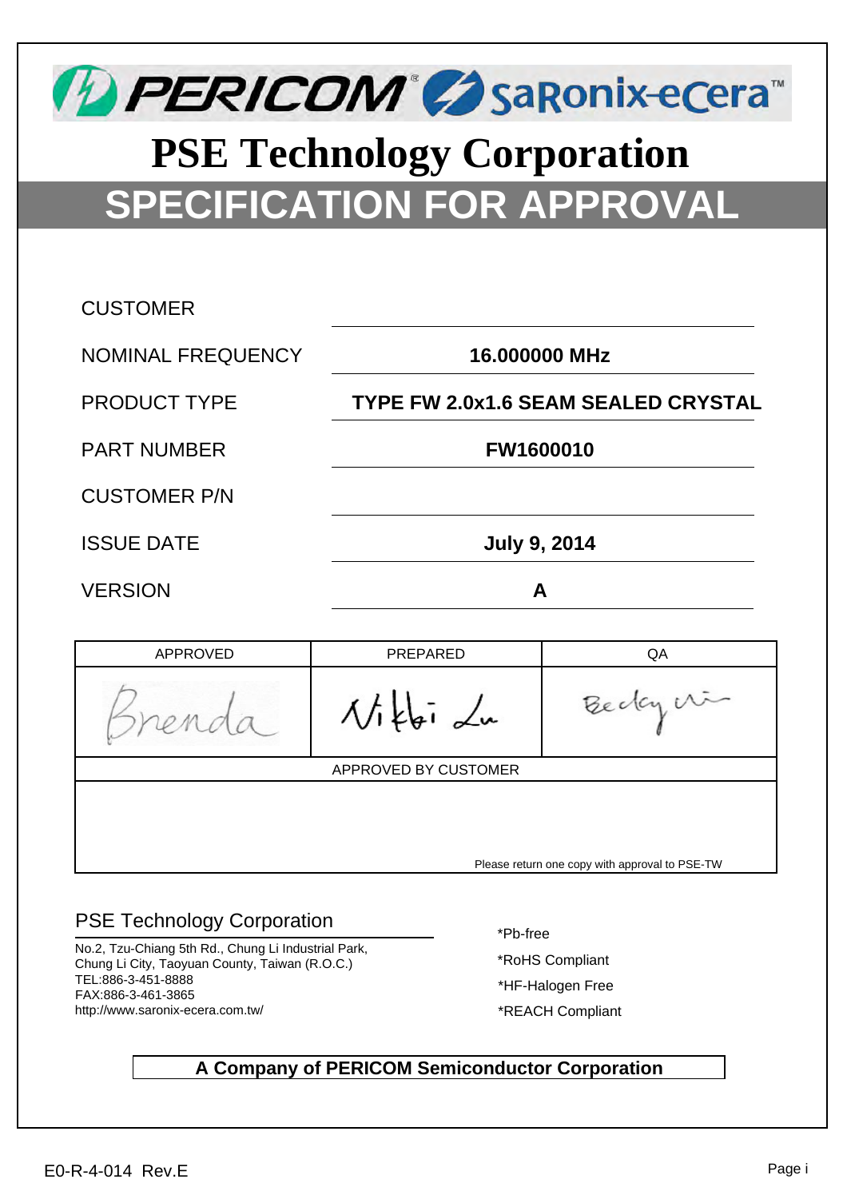PERICOM® saRonix-eCera™

# PSE Technology Corporation

## SPECIFICATION FOR APPROVAL

| | |
|---|---|
| CUSTOMER | |
| NOMINAL FREQUENCY | **16.000000 MHz** |
| PRODUCT TYPE | **TYPE FW 2.0x1.6 SEAM SEALED CRYSTAL** |
| PART NUMBER | **FW1600010** |
| CUSTOMER P/N | |
| ISSUE DATE | **July 9, 2014** |
| VERSION | **A** |

| APPROVED | PREPARED | QA |
|---|---|---|
| Brenda | Nikki Lu | Becky Wu |
| APPROVED BY CUSTOMER | | |
| Please return one copy with approval to PSE-TW | | |

### PSE Technology Corporation

No.2, Tzu-Chiang 5th Rd., Chung Li Industrial Park,
Chung Li City, Taoyuan County, Taiwan (R.O.C.)
TEL:886-3-451-8888
FAX:886-3-461-3865
http://www.saronix-ecera.com.tw/

*Pb-free
*RoHS Compliant
*HF-Halogen Free
*REACH Compliant

**A Company of PERICOM Semiconductor Corporation**

E0-R-4-014 Rev.E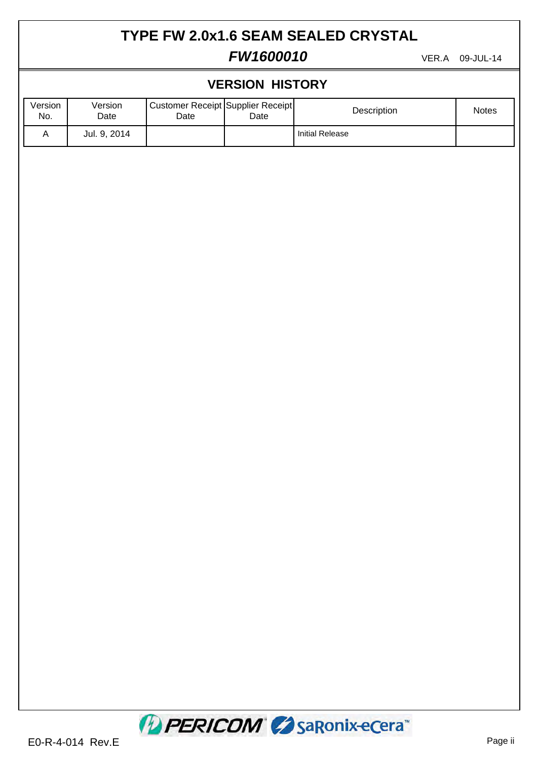# TYPE FW 2.0x1.6 SEAM SEALED CRYSTAL

***FW1600010*** VER.A 09-JUL-14

## VERSION HISTORY

| Version No. | Version Date | Customer Receipt Date | Supplier Receipt Date | Description | Notes |
|---|---|---|---|---|---|
| A | Jul. 9, 2014 | | | Initial Release | |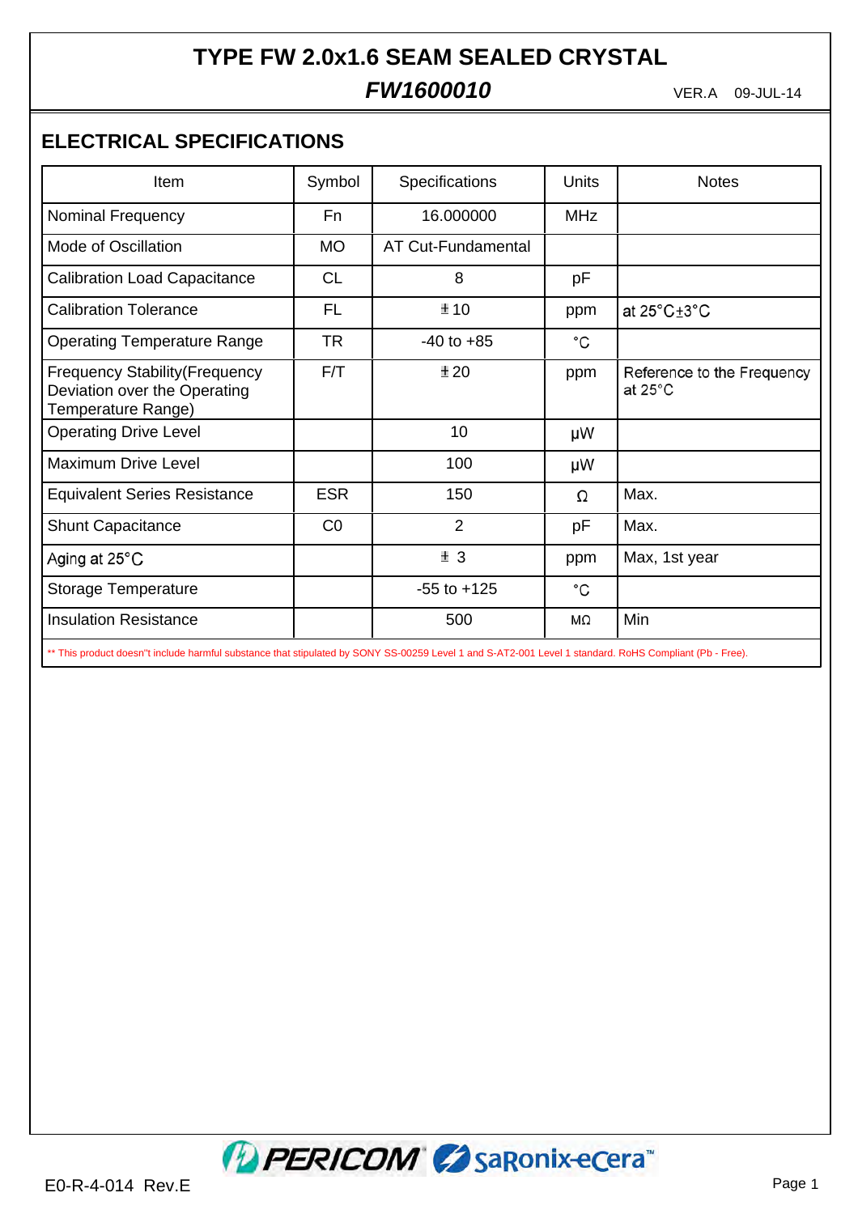# TYPE FW 2.0x1.6 SEAM SEALED CRYSTAL

***FW1600010***

VER.A 09-JUL-14

## ELECTRICAL SPECIFICATIONS

| Item | Symbol | Specifications | Units | Notes |
|---|---|---|---|---|
| Nominal Frequency | Fn | 16.000000 | MHz | |
| Mode of Oscillation | MO | AT Cut-Fundamental | | |
| Calibration Load Capacitance | CL | 8 | pF | |
| Calibration Tolerance | FL | ±10 | ppm | at 25°C±3°C |
| Operating Temperature Range | TR | -40 to +85 | °C | |
| Frequency Stability(Frequency Deviation over the Operating Temperature Range) | F/T | ±20 | ppm | Reference to the Frequency at 25°C |
| Operating Drive Level | | 10 | μW | |
| Maximum Drive Level | | 100 | μW | |
| Equivalent Series Resistance | ESR | 150 | Ω | Max. |
| Shunt Capacitance | C0 | 2 | pF | Max. |
| Aging at 25°C | | ± 3 | ppm | Max, 1st year |
| Storage Temperature | | -55 to +125 | °C | |
| Insulation Resistance | | 500 | MΩ | Min |

** This product doesn"t include harmful substance that stipulated by SONY SS-00259 Level 1 and S-AT2-001 Level 1 standard. RoHS Compliant (Pb - Free).

E0-R-4-014 Rev.E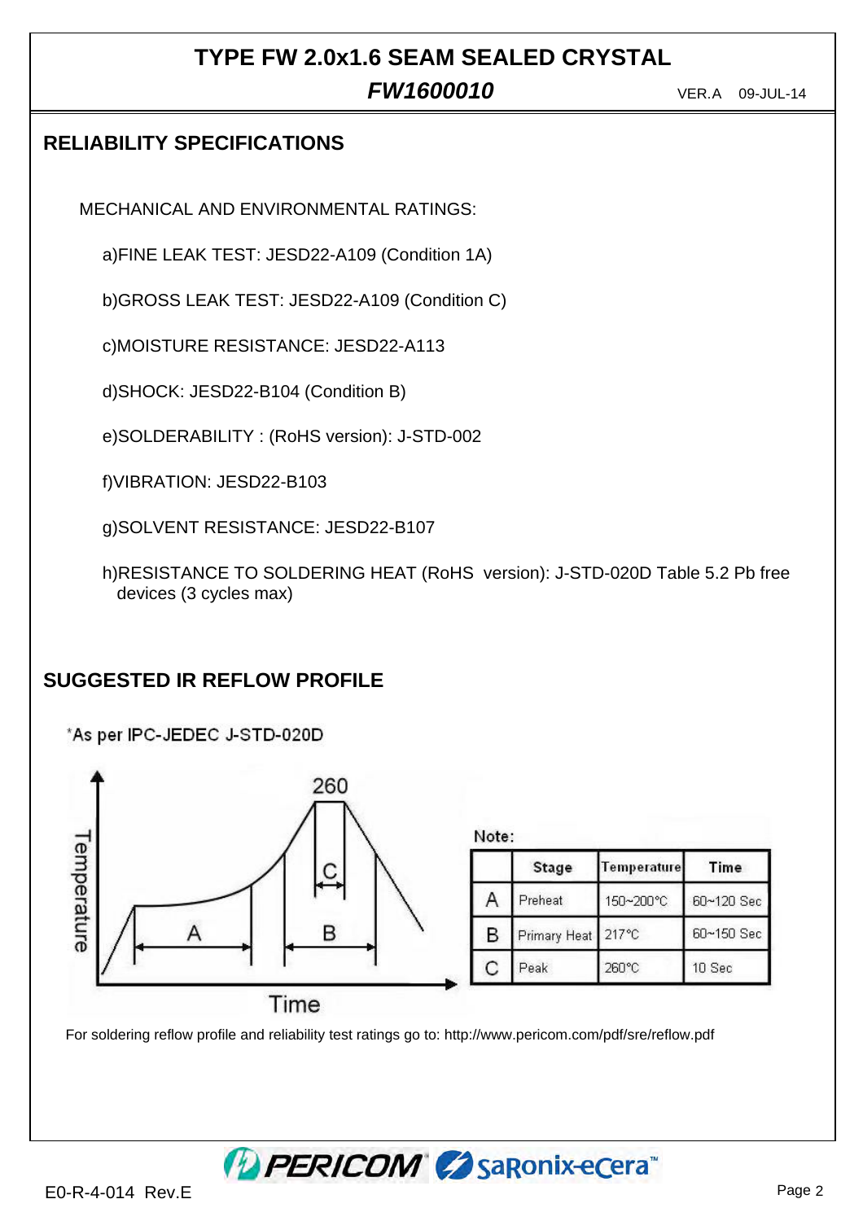# TYPE FW 2.0x1.6 SEAM SEALED CRYSTAL

***FW1600010*** VER.A 09-JUL-14

## RELIABILITY SPECIFICATIONS

MECHANICAL AND ENVIRONMENTAL RATINGS:

a)FINE LEAK TEST: JESD22-A109 (Condition 1A)

b)GROSS LEAK TEST: JESD22-A109 (Condition C)

c)MOISTURE RESISTANCE: JESD22-A113

d)SHOCK: JESD22-B104 (Condition B)

e)SOLDERABILITY : (RoHS version): J-STD-002

f)VIBRATION: JESD22-B103

g)SOLVENT RESISTANCE: JESD22-B107

h)RESISTANCE TO SOLDERING HEAT (RoHS version): J-STD-020D Table 5.2 Pb free devices (3 cycles max)

## SUGGESTED IR REFLOW PROFILE

*As per IPC-JEDEC J-STD-020D

Note:

| | Stage | Temperature | Time |
|---|---|---|---|
| A | Preheat | 150~200°C | 60~120 Sec |
| B | Primary Heat | 217°C | 60~150 Sec |
| C | Peak | 260°C | 10 Sec |

For soldering reflow profile and reliability test ratings go to: http://www.pericom.com/pdf/sre/reflow.pdf

E0-R-4-014 Rev.E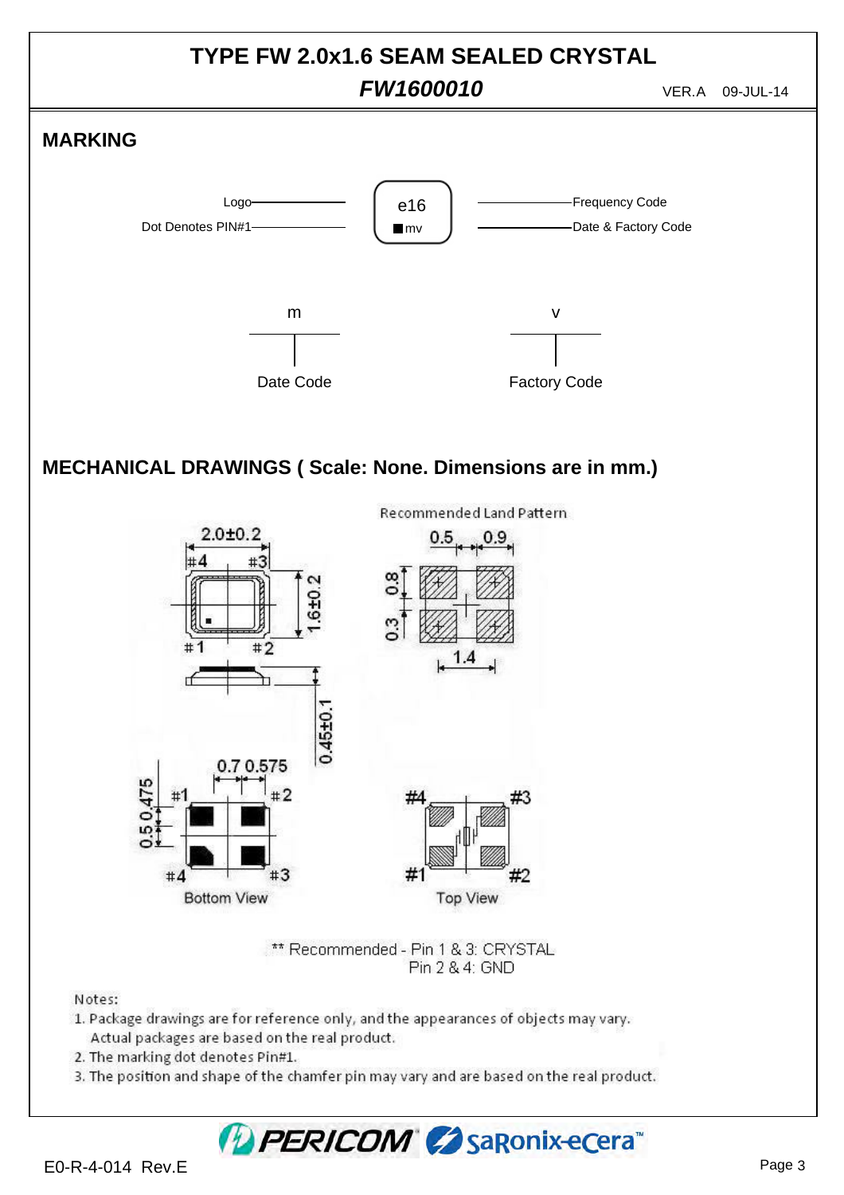# TYPE FW 2.0x1.6 SEAM SEALED CRYSTAL

***FW1600010***

VER.A 09-JUL-14

## MARKING

Logo — e16 — Frequency Code

Dot Denotes PIN#1 — ■mv — Date & Factory Code

m — Date Code

v — Factory Code

## MECHANICAL DRAWINGS ( Scale: None. Dimensions are in mm.)

Recommended Land Pattern

2.0±0.2

#4 #3

1.6±0.2

#1 #2

0.45±0.1

0.5 0.9

0.8

0.3

1.4

0.7 0.575

0.5 0.475

#1 #2

#4 #3

Bottom View

#4 #3

#1 #2

Top View

** Recommended - Pin 1 & 3: CRYSTAL
Pin 2 & 4: GND

Notes:

1. Package drawings are for reference only, and the appearances of objects may vary.
   Actual packages are based on the real product.
2. The marking dot denotes Pin#1.
3. The position and shape of the chamfer pin may vary and are based on the real product.

PERICOM saRonix-eCera™

E0-R-4-014 Rev.E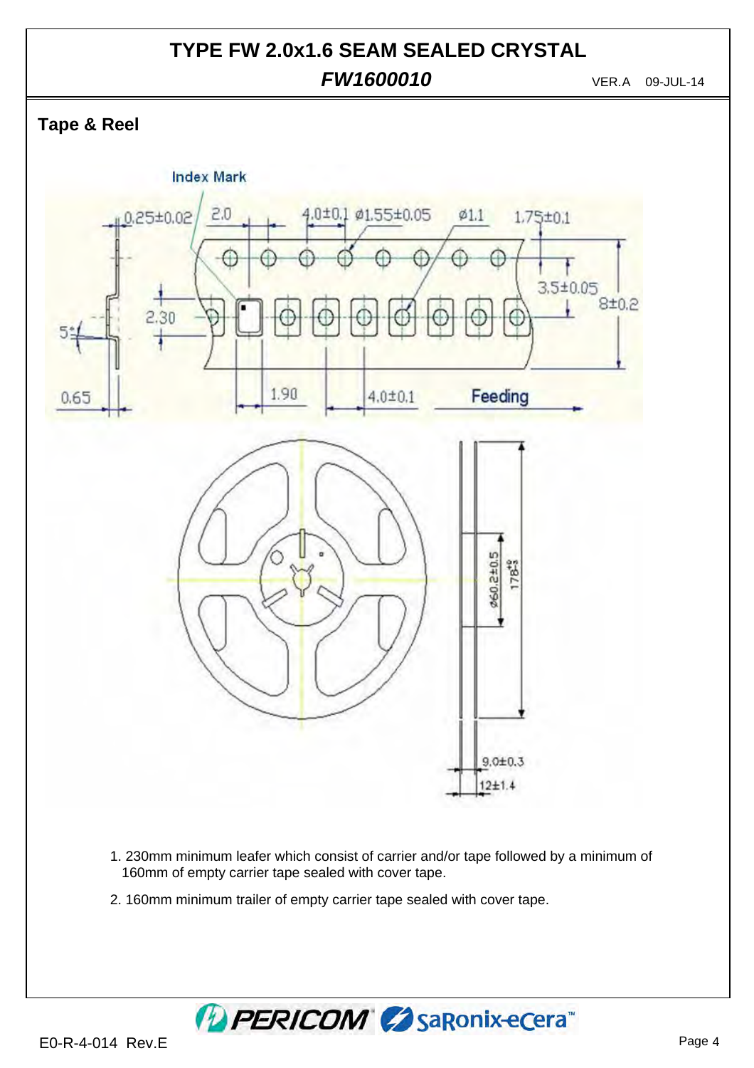# TYPE FW 2.0x1.6 SEAM SEALED CRYSTAL

***FW1600010*** VER.A 09-JUL-14

## Tape & Reel

1. 230mm minimum leafer which consist of carrier and/or tape followed by a minimum of 160mm of empty carrier tape sealed with cover tape.

2. 160mm minimum trailer of empty carrier tape sealed with cover tape.

E0-R-4-014 Rev.E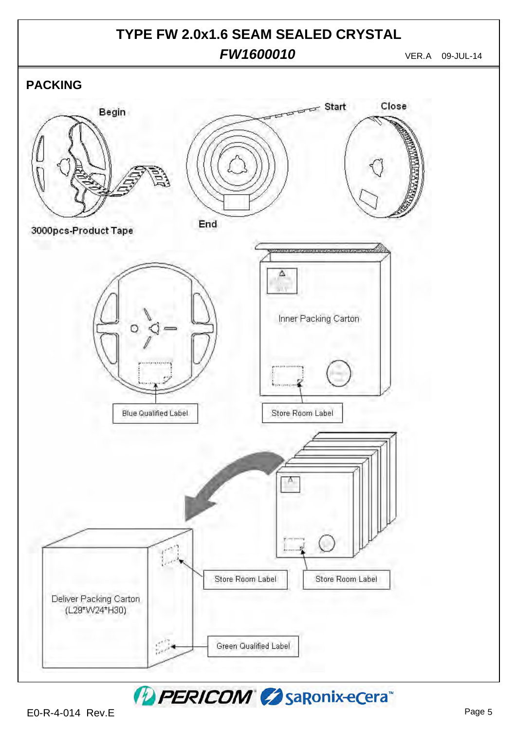# TYPE FW 2.0x1.6 SEAM SEALED CRYSTAL

## *FW1600010*

VER.A 09-JUL-14

## PACKING

Begin

Start

Close

End

3000pcs-Product Tape

Inner Packing Carton

Blue Qualified Label

Store Room Label

Store Room Label

Store Room Label

Deliver Packing Carton
(L29*W24*H30)

Green Qualified Label

E0-R-4-014 Rev.E